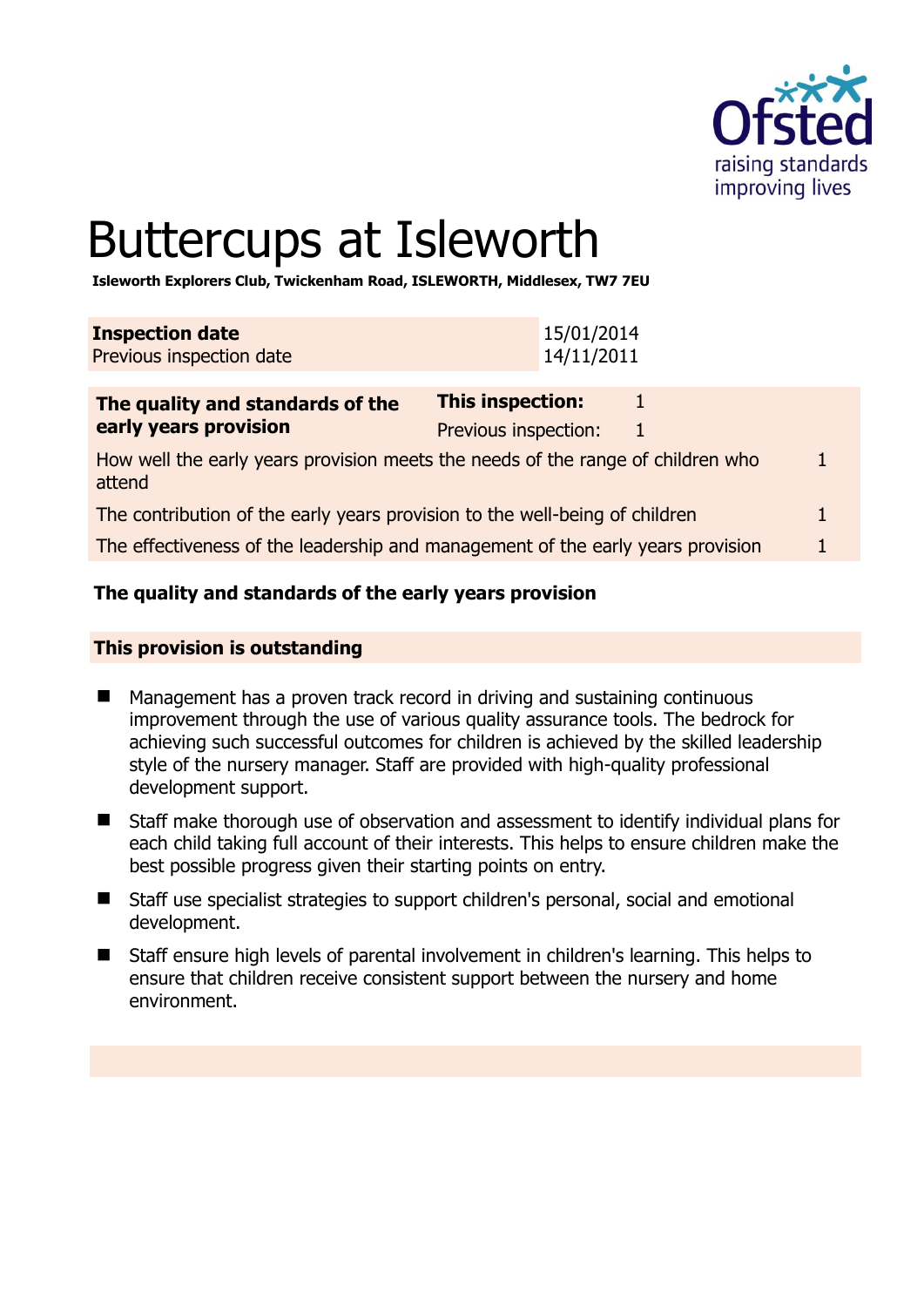# Buttercups at Isleworth

**Isleworth Explorers Club, Twickenham Road, ISLEWORTH, Middlesex, TW7 7EU**

| **Inspection date** | 15/01/2014 |
|---|---|
| Previous inspection date | 14/11/2011 |

| **The quality and standards of the early years provision** | **This inspection:** | 1 |
|---|---|---|
| | Previous inspection: | 1 |
| How well the early years provision meets the needs of the range of children who attend | | 1 |
| The contribution of the early years provision to the well-being of children | | 1 |
| The effectiveness of the leadership and management of the early years provision | | 1 |

## The quality and standards of the early years provision

### This provision is outstanding

- Management has a proven track record in driving and sustaining continuous improvement through the use of various quality assurance tools. The bedrock for achieving such successful outcomes for children is achieved by the skilled leadership style of the nursery manager. Staff are provided with high-quality professional development support.
- Staff make thorough use of observation and assessment to identify individual plans for each child taking full account of their interests. This helps to ensure children make the best possible progress given their starting points on entry.
- Staff use specialist strategies to support children's personal, social and emotional development.
- Staff ensure high levels of parental involvement in children's learning. This helps to ensure that children receive consistent support between the nursery and home environment.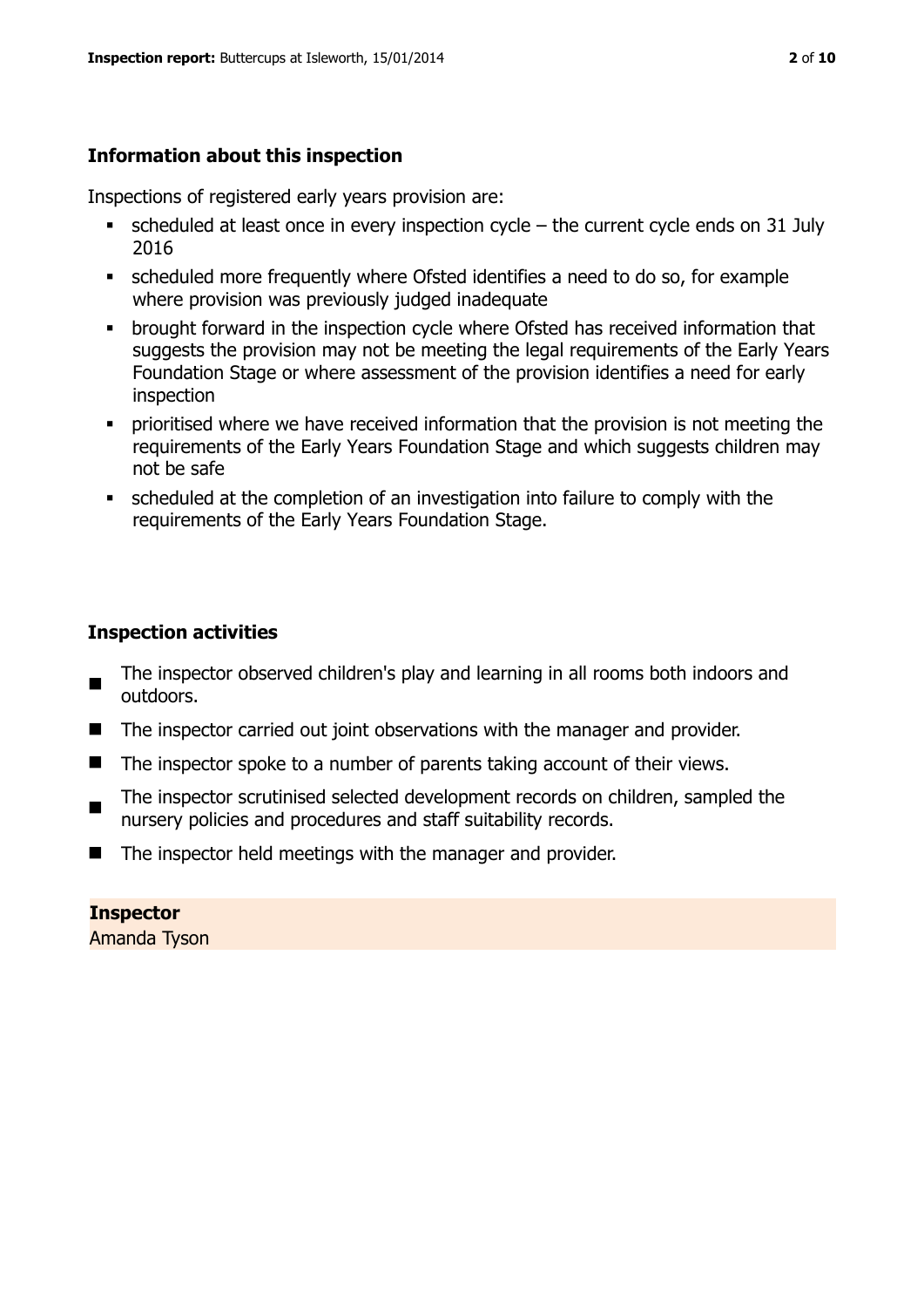## Information about this inspection

Inspections of registered early years provision are:

- scheduled at least once in every inspection cycle – the current cycle ends on 31 July 2016
- scheduled more frequently where Ofsted identifies a need to do so, for example where provision was previously judged inadequate
- brought forward in the inspection cycle where Ofsted has received information that suggests the provision may not be meeting the legal requirements of the Early Years Foundation Stage or where assessment of the provision identifies a need for early inspection
- prioritised where we have received information that the provision is not meeting the requirements of the Early Years Foundation Stage and which suggests children may not be safe
- scheduled at the completion of an investigation into failure to comply with the requirements of the Early Years Foundation Stage.

## Inspection activities

- The inspector observed children's play and learning in all rooms both indoors and outdoors.
- The inspector carried out joint observations with the manager and provider.
- The inspector spoke to a number of parents taking account of their views.
- The inspector scrutinised selected development records on children, sampled the nursery policies and procedures and staff suitability records.
- The inspector held meetings with the manager and provider.

**Inspector**
Amanda Tyson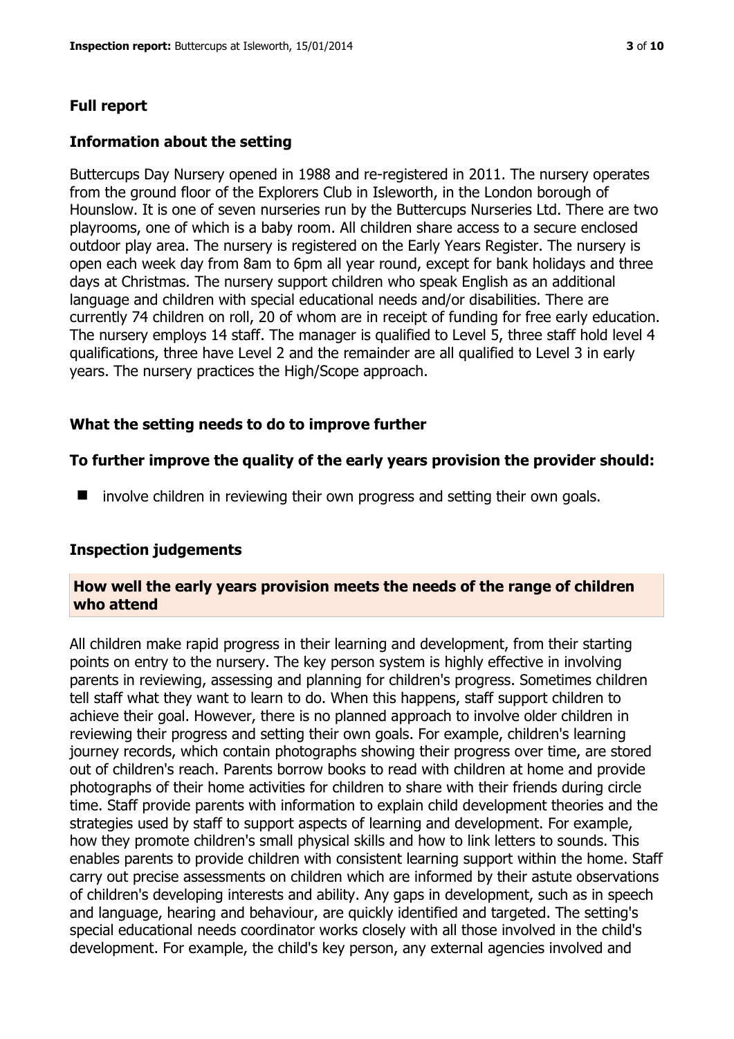## Full report

### Information about the setting

Buttercups Day Nursery opened in 1988 and re-registered in 2011. The nursery operates from the ground floor of the Explorers Club in Isleworth, in the London borough of Hounslow. It is one of seven nurseries run by the Buttercups Nurseries Ltd. There are two playrooms, one of which is a baby room. All children share access to a secure enclosed outdoor play area. The nursery is registered on the Early Years Register. The nursery is open each week day from 8am to 6pm all year round, except for bank holidays and three days at Christmas. The nursery support children who speak English as an additional language and children with special educational needs and/or disabilities. There are currently 74 children on roll, 20 of whom are in receipt of funding for free early education. The nursery employs 14 staff. The manager is qualified to Level 5, three staff hold level 4 qualifications, three have Level 2 and the remainder are all qualified to Level 3 in early years. The nursery practices the High/Scope approach.

### What the setting needs to do to improve further

**To further improve the quality of the early years provision the provider should:**

- involve children in reviewing their own progress and setting their own goals.

### Inspection judgements

**How well the early years provision meets the needs of the range of children who attend**

All children make rapid progress in their learning and development, from their starting points on entry to the nursery. The key person system is highly effective in involving parents in reviewing, assessing and planning for children's progress. Sometimes children tell staff what they want to learn to do. When this happens, staff support children to achieve their goal. However, there is no planned approach to involve older children in reviewing their progress and setting their own goals. For example, children's learning journey records, which contain photographs showing their progress over time, are stored out of children's reach. Parents borrow books to read with children at home and provide photographs of their home activities for children to share with their friends during circle time. Staff provide parents with information to explain child development theories and the strategies used by staff to support aspects of learning and development. For example, how they promote children's small physical skills and how to link letters to sounds. This enables parents to provide children with consistent learning support within the home. Staff carry out precise assessments on children which are informed by their astute observations of children's developing interests and ability. Any gaps in development, such as in speech and language, hearing and behaviour, are quickly identified and targeted. The setting's special educational needs coordinator works closely with all those involved in the child's development. For example, the child's key person, any external agencies involved and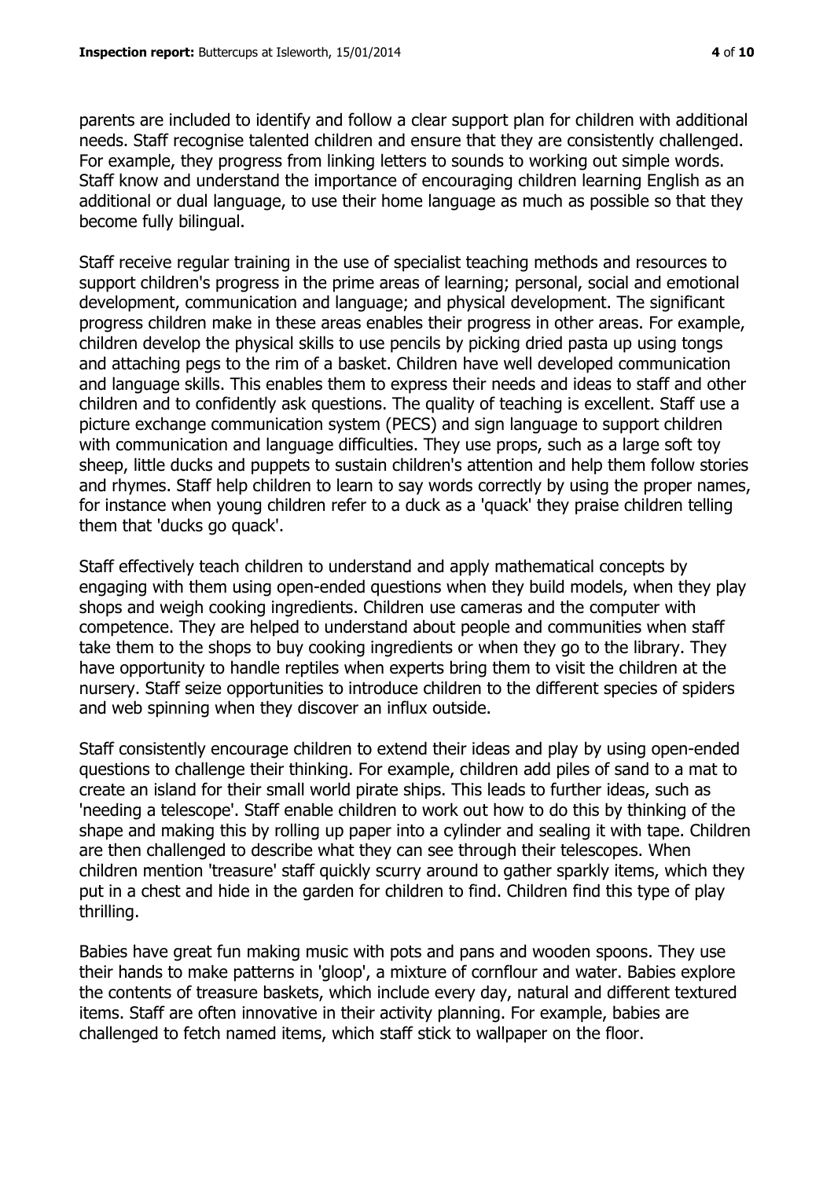parents are included to identify and follow a clear support plan for children with additional needs. Staff recognise talented children and ensure that they are consistently challenged. For example, they progress from linking letters to sounds to working out simple words. Staff know and understand the importance of encouraging children learning English as an additional or dual language, to use their home language as much as possible so that they become fully bilingual.

Staff receive regular training in the use of specialist teaching methods and resources to support children's progress in the prime areas of learning; personal, social and emotional development, communication and language; and physical development. The significant progress children make in these areas enables their progress in other areas. For example, children develop the physical skills to use pencils by picking dried pasta up using tongs and attaching pegs to the rim of a basket. Children have well developed communication and language skills. This enables them to express their needs and ideas to staff and other children and to confidently ask questions. The quality of teaching is excellent. Staff use a picture exchange communication system (PECS) and sign language to support children with communication and language difficulties. They use props, such as a large soft toy sheep, little ducks and puppets to sustain children's attention and help them follow stories and rhymes. Staff help children to learn to say words correctly by using the proper names, for instance when young children refer to a duck as a 'quack' they praise children telling them that 'ducks go quack'.

Staff effectively teach children to understand and apply mathematical concepts by engaging with them using open-ended questions when they build models, when they play shops and weigh cooking ingredients. Children use cameras and the computer with competence. They are helped to understand about people and communities when staff take them to the shops to buy cooking ingredients or when they go to the library. They have opportunity to handle reptiles when experts bring them to visit the children at the nursery. Staff seize opportunities to introduce children to the different species of spiders and web spinning when they discover an influx outside.

Staff consistently encourage children to extend their ideas and play by using open-ended questions to challenge their thinking. For example, children add piles of sand to a mat to create an island for their small world pirate ships. This leads to further ideas, such as 'needing a telescope'. Staff enable children to work out how to do this by thinking of the shape and making this by rolling up paper into a cylinder and sealing it with tape. Children are then challenged to describe what they can see through their telescopes. When children mention 'treasure' staff quickly scurry around to gather sparkly items, which they put in a chest and hide in the garden for children to find. Children find this type of play thrilling.

Babies have great fun making music with pots and pans and wooden spoons. They use their hands to make patterns in 'gloop', a mixture of cornflour and water. Babies explore the contents of treasure baskets, which include every day, natural and different textured items. Staff are often innovative in their activity planning. For example, babies are challenged to fetch named items, which staff stick to wallpaper on the floor.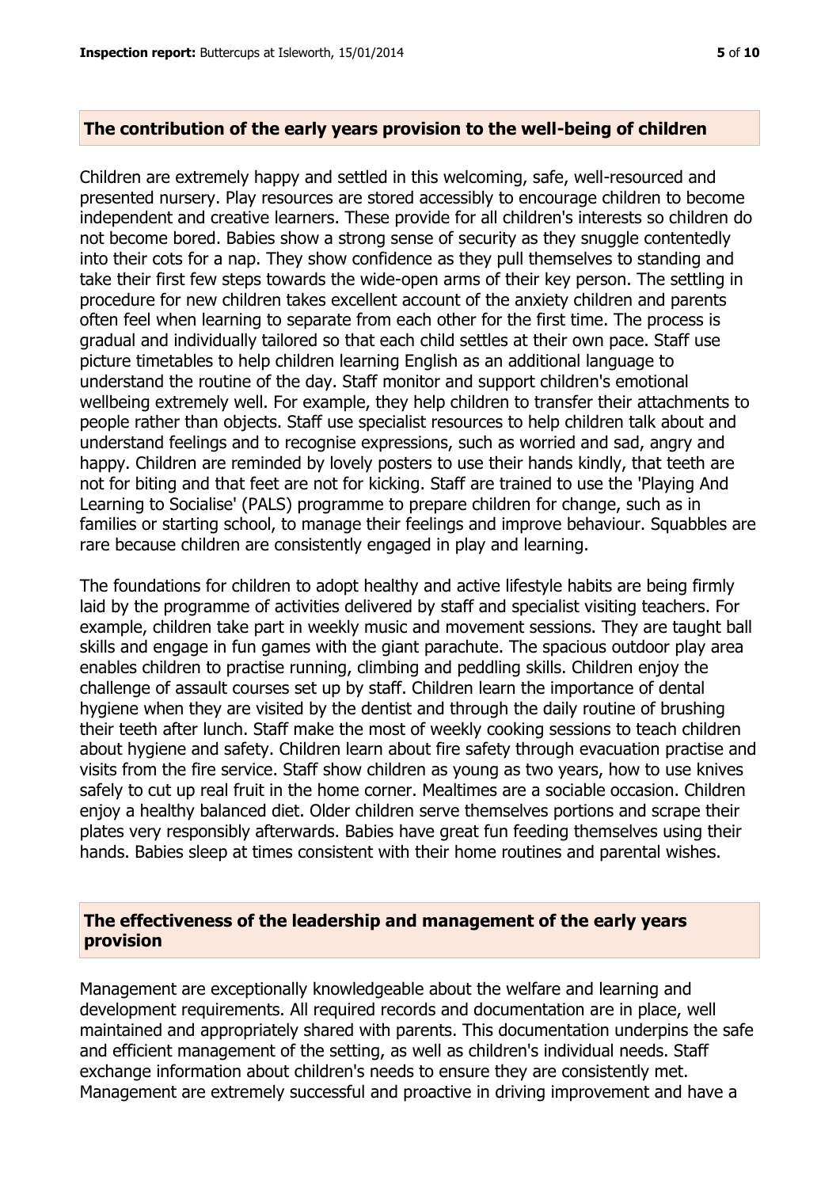## The contribution of the early years provision to the well-being of children

Children are extremely happy and settled in this welcoming, safe, well-resourced and presented nursery. Play resources are stored accessibly to encourage children to become independent and creative learners. These provide for all children's interests so children do not become bored. Babies show a strong sense of security as they snuggle contentedly into their cots for a nap. They show confidence as they pull themselves to standing and take their first few steps towards the wide-open arms of their key person. The settling in procedure for new children takes excellent account of the anxiety children and parents often feel when learning to separate from each other for the first time. The process is gradual and individually tailored so that each child settles at their own pace. Staff use picture timetables to help children learning English as an additional language to understand the routine of the day. Staff monitor and support children's emotional wellbeing extremely well. For example, they help children to transfer their attachments to people rather than objects. Staff use specialist resources to help children talk about and understand feelings and to recognise expressions, such as worried and sad, angry and happy. Children are reminded by lovely posters to use their hands kindly, that teeth are not for biting and that feet are not for kicking. Staff are trained to use the 'Playing And Learning to Socialise' (PALS) programme to prepare children for change, such as in families or starting school, to manage their feelings and improve behaviour. Squabbles are rare because children are consistently engaged in play and learning.

The foundations for children to adopt healthy and active lifestyle habits are being firmly laid by the programme of activities delivered by staff and specialist visiting teachers. For example, children take part in weekly music and movement sessions. They are taught ball skills and engage in fun games with the giant parachute. The spacious outdoor play area enables children to practise running, climbing and peddling skills. Children enjoy the challenge of assault courses set up by staff. Children learn the importance of dental hygiene when they are visited by the dentist and through the daily routine of brushing their teeth after lunch. Staff make the most of weekly cooking sessions to teach children about hygiene and safety. Children learn about fire safety through evacuation practise and visits from the fire service. Staff show children as young as two years, how to use knives safely to cut up real fruit in the home corner. Mealtimes are a sociable occasion. Children enjoy a healthy balanced diet. Older children serve themselves portions and scrape their plates very responsibly afterwards. Babies have great fun feeding themselves using their hands. Babies sleep at times consistent with their home routines and parental wishes.

## The effectiveness of the leadership and management of the early years provision

Management are exceptionally knowledgeable about the welfare and learning and development requirements. All required records and documentation are in place, well maintained and appropriately shared with parents. This documentation underpins the safe and efficient management of the setting, as well as children's individual needs. Staff exchange information about children's needs to ensure they are consistently met. Management are extremely successful and proactive in driving improvement and have a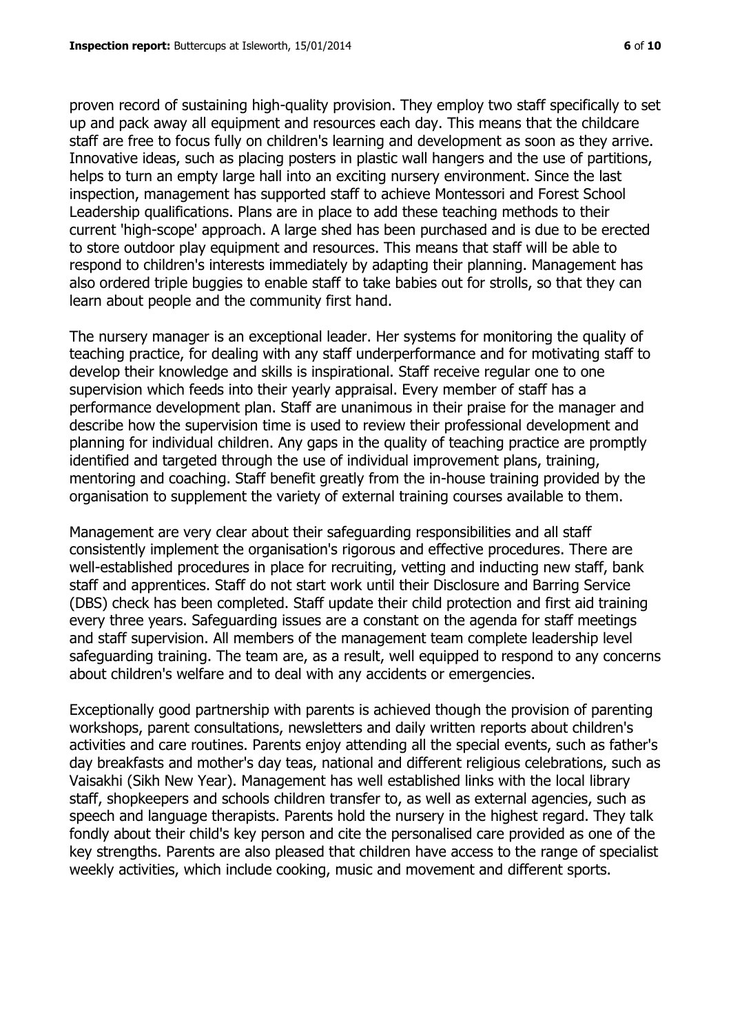proven record of sustaining high-quality provision. They employ two staff specifically to set up and pack away all equipment and resources each day. This means that the childcare staff are free to focus fully on children's learning and development as soon as they arrive. Innovative ideas, such as placing posters in plastic wall hangers and the use of partitions, helps to turn an empty large hall into an exciting nursery environment. Since the last inspection, management has supported staff to achieve Montessori and Forest School Leadership qualifications. Plans are in place to add these teaching methods to their current 'high-scope' approach. A large shed has been purchased and is due to be erected to store outdoor play equipment and resources. This means that staff will be able to respond to children's interests immediately by adapting their planning. Management has also ordered triple buggies to enable staff to take babies out for strolls, so that they can learn about people and the community first hand.

The nursery manager is an exceptional leader. Her systems for monitoring the quality of teaching practice, for dealing with any staff underperformance and for motivating staff to develop their knowledge and skills is inspirational. Staff receive regular one to one supervision which feeds into their yearly appraisal. Every member of staff has a performance development plan. Staff are unanimous in their praise for the manager and describe how the supervision time is used to review their professional development and planning for individual children. Any gaps in the quality of teaching practice are promptly identified and targeted through the use of individual improvement plans, training, mentoring and coaching. Staff benefit greatly from the in-house training provided by the organisation to supplement the variety of external training courses available to them.

Management are very clear about their safeguarding responsibilities and all staff consistently implement the organisation's rigorous and effective procedures. There are well-established procedures in place for recruiting, vetting and inducting new staff, bank staff and apprentices. Staff do not start work until their Disclosure and Barring Service (DBS) check has been completed. Staff update their child protection and first aid training every three years. Safeguarding issues are a constant on the agenda for staff meetings and staff supervision. All members of the management team complete leadership level safeguarding training. The team are, as a result, well equipped to respond to any concerns about children's welfare and to deal with any accidents or emergencies.

Exceptionally good partnership with parents is achieved though the provision of parenting workshops, parent consultations, newsletters and daily written reports about children's activities and care routines. Parents enjoy attending all the special events, such as father's day breakfasts and mother's day teas, national and different religious celebrations, such as Vaisakhi (Sikh New Year). Management has well established links with the local library staff, shopkeepers and schools children transfer to, as well as external agencies, such as speech and language therapists. Parents hold the nursery in the highest regard. They talk fondly about their child's key person and cite the personalised care provided as one of the key strengths. Parents are also pleased that children have access to the range of specialist weekly activities, which include cooking, music and movement and different sports.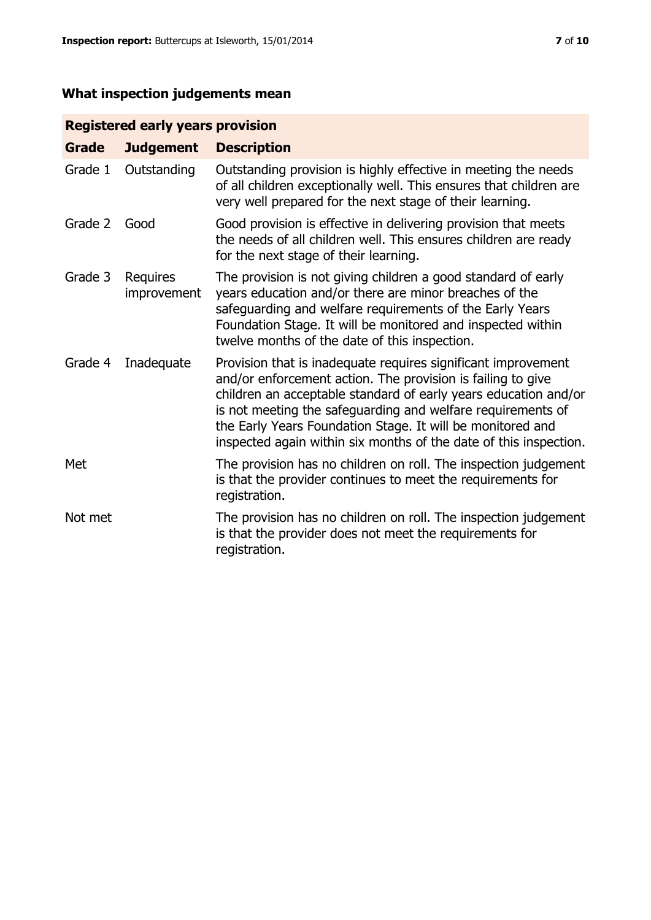## What inspection judgements mean

| Registered early years provision | | |
|---|---|---|
| **Grade** | **Judgement** | **Description** |
| Grade 1 | Outstanding | Outstanding provision is highly effective in meeting the needs of all children exceptionally well. This ensures that children are very well prepared for the next stage of their learning. |
| Grade 2 | Good | Good provision is effective in delivering provision that meets the needs of all children well. This ensures children are ready for the next stage of their learning. |
| Grade 3 | Requires improvement | The provision is not giving children a good standard of early years education and/or there are minor breaches of the safeguarding and welfare requirements of the Early Years Foundation Stage. It will be monitored and inspected within twelve months of the date of this inspection. |
| Grade 4 | Inadequate | Provision that is inadequate requires significant improvement and/or enforcement action. The provision is failing to give children an acceptable standard of early years education and/or is not meeting the safeguarding and welfare requirements of the Early Years Foundation Stage. It will be monitored and inspected again within six months of the date of this inspection. |
| Met | | The provision has no children on roll. The inspection judgement is that the provider continues to meet the requirements for registration. |
| Not met | | The provision has no children on roll. The inspection judgement is that the provider does not meet the requirements for registration. |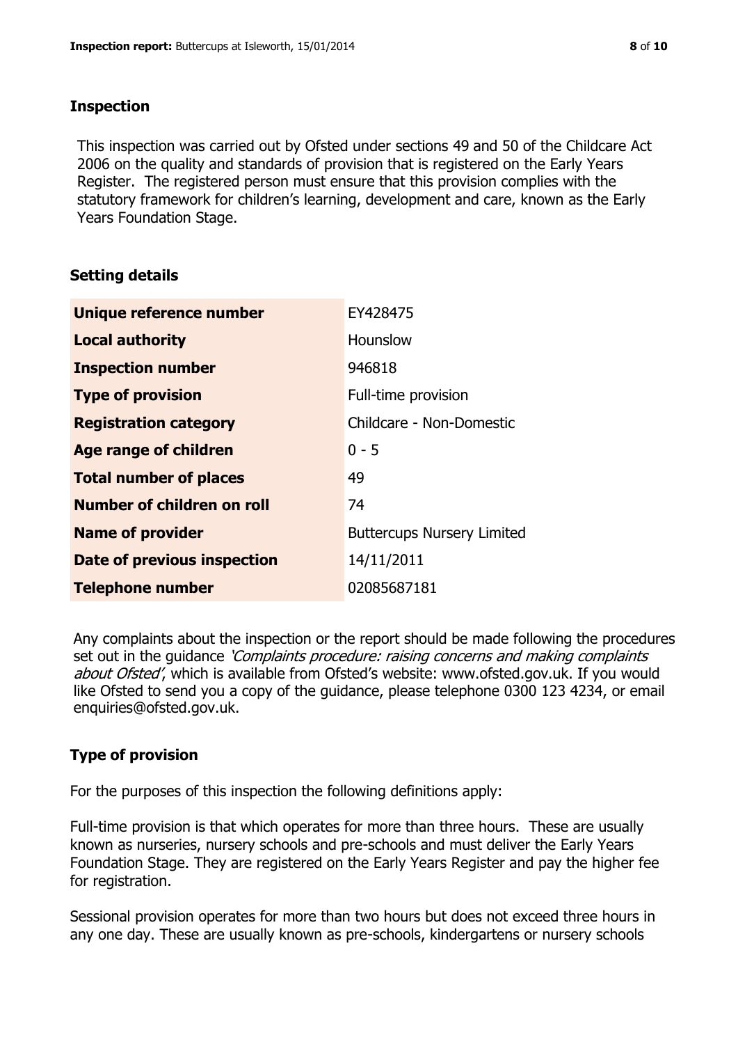## Inspection

This inspection was carried out by Ofsted under sections 49 and 50 of the Childcare Act 2006 on the quality and standards of provision that is registered on the Early Years Register. The registered person must ensure that this provision complies with the statutory framework for children's learning, development and care, known as the Early Years Foundation Stage.

## Setting details

| | |
|---|---|
| **Unique reference number** | EY428475 |
| **Local authority** | Hounslow |
| **Inspection number** | 946818 |
| **Type of provision** | Full-time provision |
| **Registration category** | Childcare - Non-Domestic |
| **Age range of children** | 0 - 5 |
| **Total number of places** | 49 |
| **Number of children on roll** | 74 |
| **Name of provider** | Buttercups Nursery Limited |
| **Date of previous inspection** | 14/11/2011 |
| **Telephone number** | 02085687181 |

Any complaints about the inspection or the report should be made following the procedures set out in the guidance *'Complaints procedure: raising concerns and making complaints about Ofsted'*, which is available from Ofsted's website: www.ofsted.gov.uk. If you would like Ofsted to send you a copy of the guidance, please telephone 0300 123 4234, or email enquiries@ofsted.gov.uk.

## Type of provision

For the purposes of this inspection the following definitions apply:

Full-time provision is that which operates for more than three hours. These are usually known as nurseries, nursery schools and pre-schools and must deliver the Early Years Foundation Stage. They are registered on the Early Years Register and pay the higher fee for registration.

Sessional provision operates for more than two hours but does not exceed three hours in any one day. These are usually known as pre-schools, kindergartens or nursery schools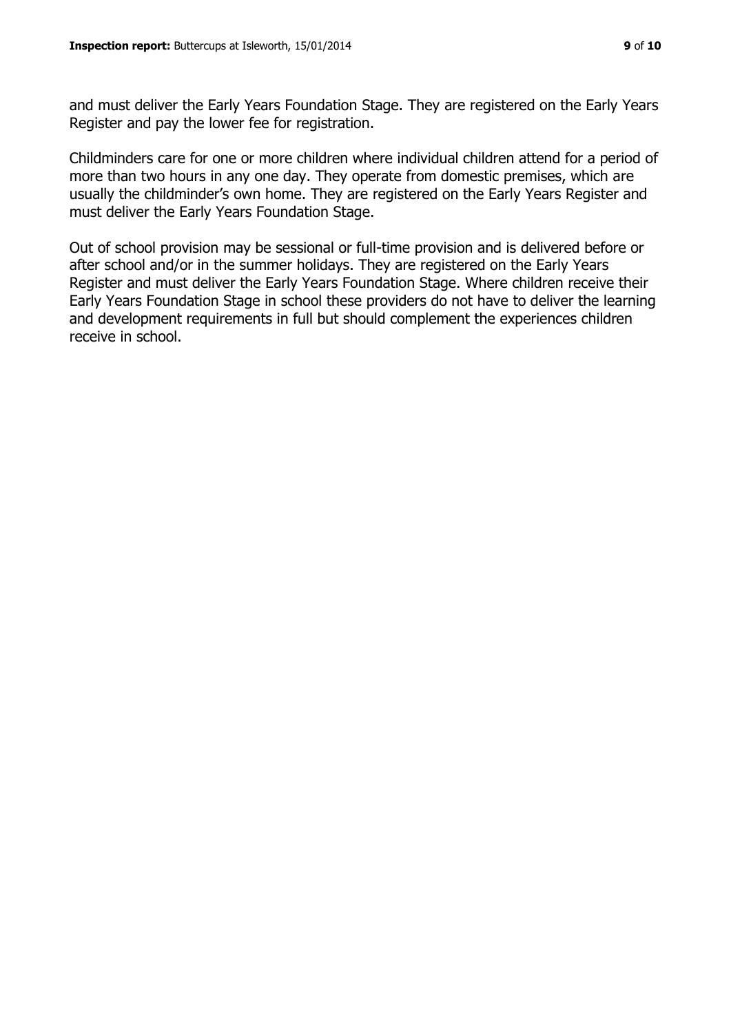and must deliver the Early Years Foundation Stage. They are registered on the Early Years Register and pay the lower fee for registration.

Childminders care for one or more children where individual children attend for a period of more than two hours in any one day. They operate from domestic premises, which are usually the childminder's own home. They are registered on the Early Years Register and must deliver the Early Years Foundation Stage.

Out of school provision may be sessional or full-time provision and is delivered before or after school and/or in the summer holidays. They are registered on the Early Years Register and must deliver the Early Years Foundation Stage. Where children receive their Early Years Foundation Stage in school these providers do not have to deliver the learning and development requirements in full but should complement the experiences children receive in school.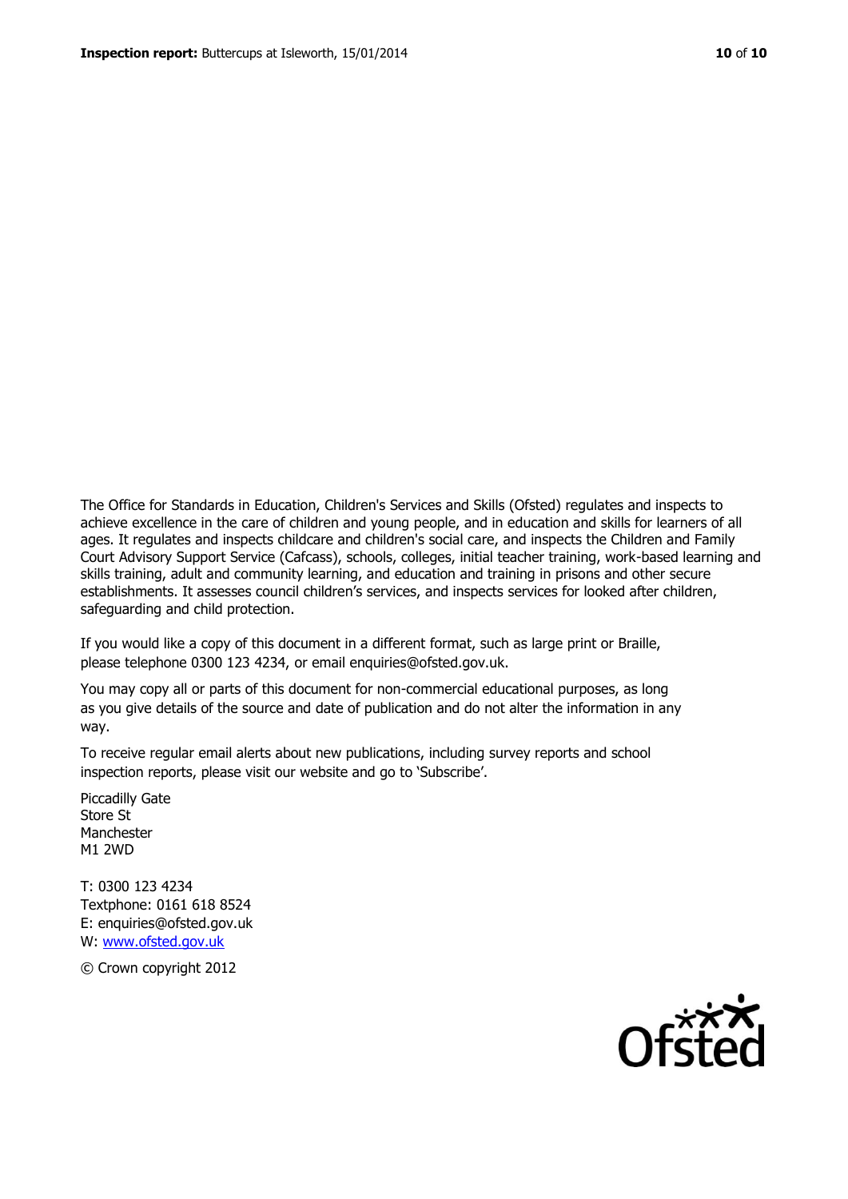The Office for Standards in Education, Children's Services and Skills (Ofsted) regulates and inspects to achieve excellence in the care of children and young people, and in education and skills for learners of all ages. It regulates and inspects childcare and children's social care, and inspects the Children and Family Court Advisory Support Service (Cafcass), schools, colleges, initial teacher training, work-based learning and skills training, adult and community learning, and education and training in prisons and other secure establishments. It assesses council children's services, and inspects services for looked after children, safeguarding and child protection.

If you would like a copy of this document in a different format, such as large print or Braille, please telephone 0300 123 4234, or email enquiries@ofsted.gov.uk.

You may copy all or parts of this document for non-commercial educational purposes, as long as you give details of the source and date of publication and do not alter the information in any way.

To receive regular email alerts about new publications, including survey reports and school inspection reports, please visit our website and go to 'Subscribe'.

Piccadilly Gate
Store St
Manchester
M1 2WD

T: 0300 123 4234
Textphone: 0161 618 8524
E: enquiries@ofsted.gov.uk
W: www.ofsted.gov.uk

© Crown copyright 2012